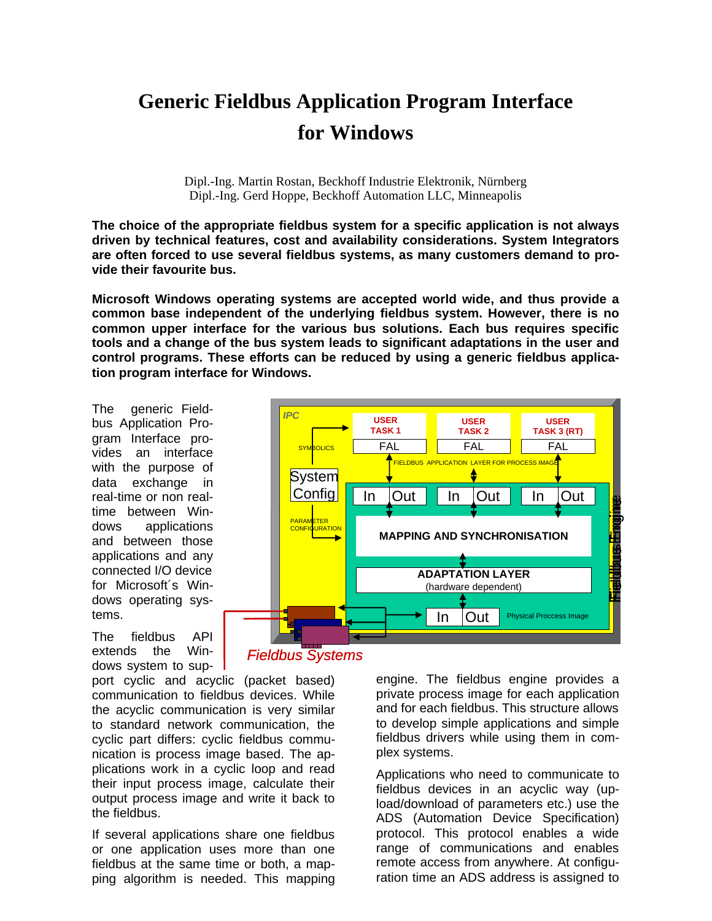# Generic Fieldbus Application Program Interface for Windows

Dipl.-Ing. Martin Rostan, Beckhoff Industrie Elektronik, Nürnberg
Dipl.-Ing. Gerd Hoppe, Beckhoff Automation LLC, Minneapolis

**The choice of the appropriate fieldbus system for a specific application is not always driven by technical features, cost and availability considerations. System Integrators are often forced to use several fieldbus systems, as many customers demand to provide their favourite bus.**

**Microsoft Windows operating systems are accepted world wide, and thus provide a common base independent of the underlying fieldbus system. However, there is no common upper interface for the various bus solutions. Each bus requires specific tools and a change of the bus system leads to significant adaptations in the user and control programs. These efforts can be reduced by using a generic fieldbus application program interface for Windows.**

The generic Fieldbus Application Program Interface provides an interface with the purpose of data exchange in real-time or non real-time between Windows applications and between those applications and any connected I/O device for Microsoft´s Windows operating systems.

The fieldbus API extends the Windows system to support cyclic and acyclic (packet based) communication to fieldbus devices. While the acyclic communication is very similar to standard network communication, the cyclic part differs: cyclic fieldbus communication is process image based. The applications work in a cyclic loop and read their input process image, calculate their output process image and write it back to the fieldbus.

If several applications share one fieldbus or one application uses more than one fieldbus at the same time or both, a mapping algorithm is needed. This mapping engine. The fieldbus engine provides a private process image for each application and for each fieldbus. This structure allows to develop simple applications and simple fieldbus drivers while using them in complex systems.

Applications who need to communicate to fieldbus devices in an acyclic way (upload/download of parameters etc.) use the ADS (Automation Device Specification) protocol. This protocol enables a wide range of communications and enables remote access from anywhere. At configuration time an ADS address is assigned to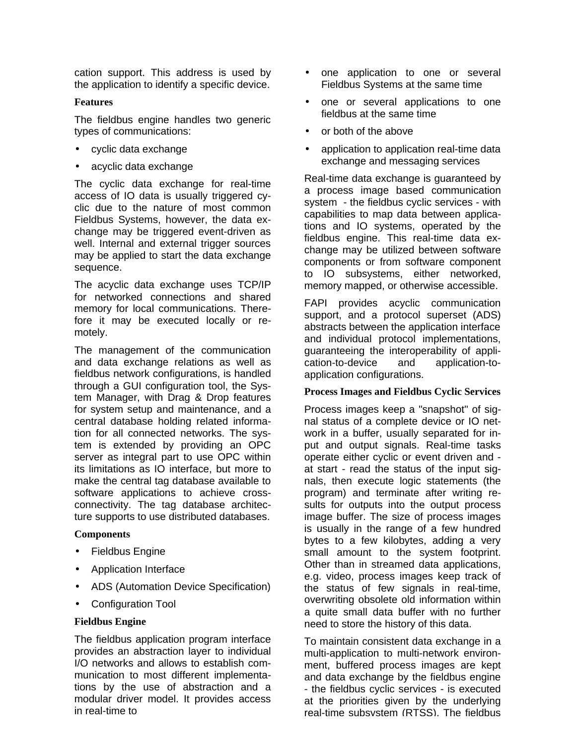cation support. This address is used by the application to identify a specific device.

### Features

The fieldbus engine handles two generic types of communications:

- cyclic data exchange
- acyclic data exchange

The cyclic data exchange for real-time access of IO data is usually triggered cyclic due to the nature of most common Fieldbus Systems, however, the data exchange may be triggered event-driven as well. Internal and external trigger sources may be applied to start the data exchange sequence.

The acyclic data exchange uses TCP/IP for networked connections and shared memory for local communications. Therefore it may be executed locally or remotely.

The management of the communication and data exchange relations as well as fieldbus network configurations, is handled through a GUI configuration tool, the System Manager, with Drag & Drop features for system setup and maintenance, and a central database holding related information for all connected networks. The system is extended by providing an OPC server as integral part to use OPC within its limitations as IO interface, but more to make the central tag database available to software applications to achieve cross-connectivity. The tag database architecture supports to use distributed databases.

### Components

- Fieldbus Engine
- Application Interface
- ADS (Automation Device Specification)
- Configuration Tool

### Fieldbus Engine

The fieldbus application program interface provides an abstraction layer to individual I/O networks and allows to establish communication to most different implementations by the use of abstraction and a modular driver model. It provides access in real-time to

- one application to one or several Fieldbus Systems at the same time
- one or several applications to one fieldbus at the same time
- or both of the above
- application to application real-time data exchange and messaging services

Real-time data exchange is guaranteed by a process image based communication system - the fieldbus cyclic services - with capabilities to map data between applications and IO systems, operated by the fieldbus engine. This real-time data exchange may be utilized between software components or from software component to IO subsystems, either networked, memory mapped, or otherwise accessible.

FAPI provides acyclic communication support, and a protocol superset (ADS) abstracts between the application interface and individual protocol implementations, guaranteeing the interoperability of application-to-device and application-to-application configurations.

### Process Images and Fieldbus Cyclic Services

Process images keep a "snapshot" of signal status of a complete device or IO network in a buffer, usually separated for input and output signals. Real-time tasks operate either cyclic or event driven and - at start - read the status of the input signals, then execute logic statements (the program) and terminate after writing results for outputs into the output process image buffer. The size of process images is usually in the range of a few hundred bytes to a few kilobytes, adding a very small amount to the system footprint. Other than in streamed data applications, e.g. video, process images keep track of the status of few signals in real-time, overwriting obsolete old information within a quite small data buffer with no further need to store the history of this data.

To maintain consistent data exchange in a multi-application to multi-network environment, buffered process images are kept and data exchange by the fieldbus engine - the fieldbus cyclic services - is executed at the priorities given by the underlying real-time subsystem (RTSS). The fieldbus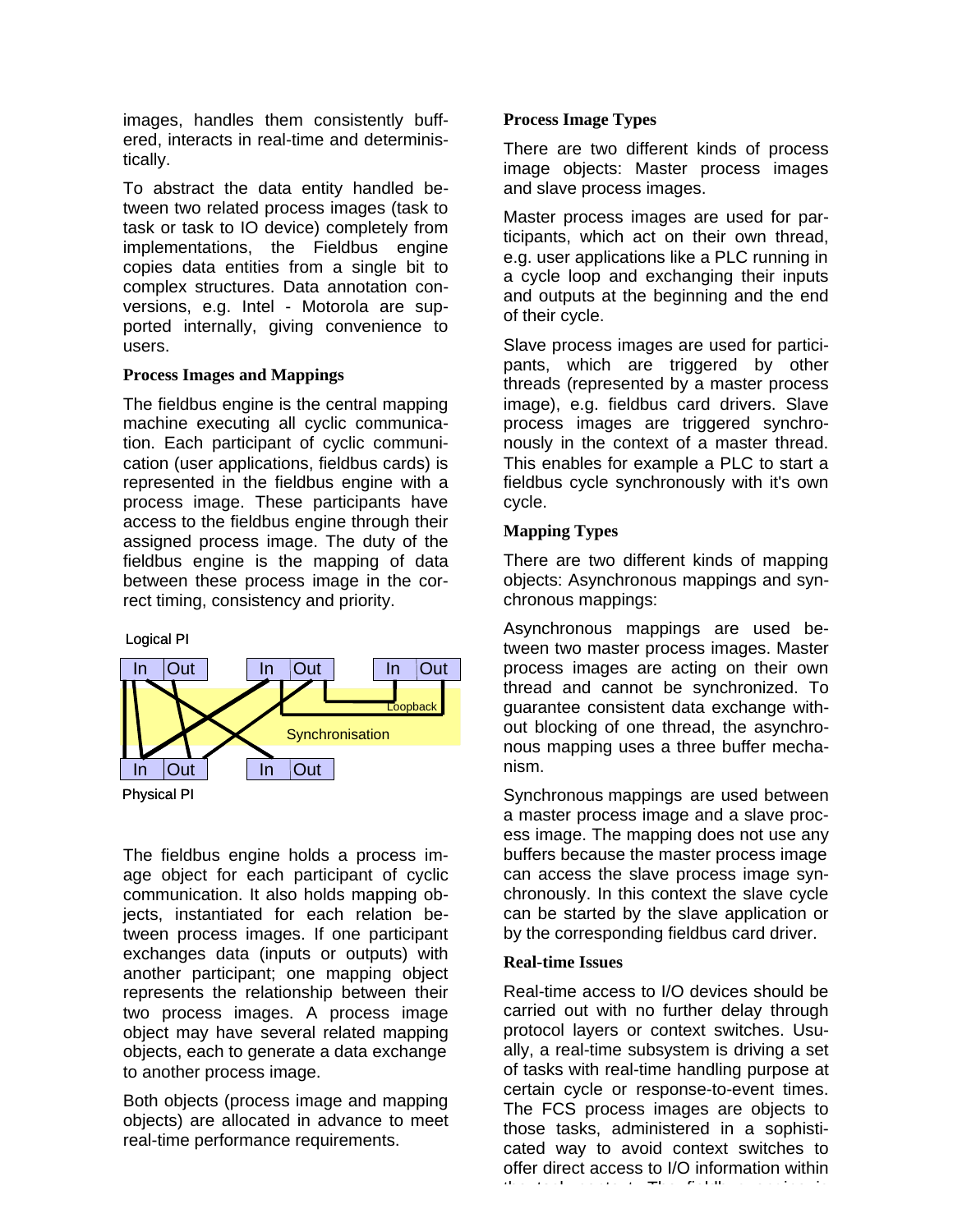images, handles them consistently buffered, interacts in real-time and deterministically.

To abstract the data entity handled between two related process images (task to task or task to IO device) completely from implementations, the Fieldbus engine copies data entities from a single bit to complex structures. Data annotation conversions, e.g. Intel - Motorola are supported internally, giving convenience to users.

### Process Images and Mappings

The fieldbus engine is the central mapping machine executing all cyclic communication. Each participant of cyclic communication (user applications, fieldbus cards) is represented in the fieldbus engine with a process image. These participants have access to the fieldbus engine through their assigned process image. The duty of the fieldbus engine is the mapping of data between these process image in the correct timing, consistency and priority.

Logical PI

In | Out    In | Out    In | Out

Loopback

Synchronisation

In | Out    In | Out

Physical PI

The fieldbus engine holds a process image object for each participant of cyclic communication. It also holds mapping objects, instantiated for each relation between process images. If one participant exchanges data (inputs or outputs) with another participant; one mapping object represents the relationship between their two process images. A process image object may have several related mapping objects, each to generate a data exchange to another process image.

Both objects (process image and mapping objects) are allocated in advance to meet real-time performance requirements.

### Process Image Types

There are two different kinds of process image objects: Master process images and slave process images.

Master process images are used for participants, which act on their own thread, e.g. user applications like a PLC running in a cycle loop and exchanging their inputs and outputs at the beginning and the end of their cycle.

Slave process images are used for participants, which are triggered by other threads (represented by a master process image), e.g. fieldbus card drivers. Slave process images are triggered synchronously in the context of a master thread. This enables for example a PLC to start a fieldbus cycle synchronously with it's own cycle.

### Mapping Types

There are two different kinds of mapping objects: Asynchronous mappings and synchronous mappings:

Asynchronous mappings are used between two master process images. Master process images are acting on their own thread and cannot be synchronized. To guarantee consistent data exchange without blocking of one thread, the asynchronous mapping uses a three buffer mechanism.

Synchronous mappings are used between a master process image and a slave process image. The mapping does not use any buffers because the master process image can access the slave process image synchronously. In this context the slave cycle can be started by the slave application or by the corresponding fieldbus card driver.

### Real-time Issues

Real-time access to I/O devices should be carried out with no further delay through protocol layers or context switches. Usually, a real-time subsystem is driving a set of tasks with real-time handling purpose at certain cycle or response-to-event times. The FCS process images are objects to those tasks, administered in a sophisticated way to avoid context switches to offer direct access to I/O information within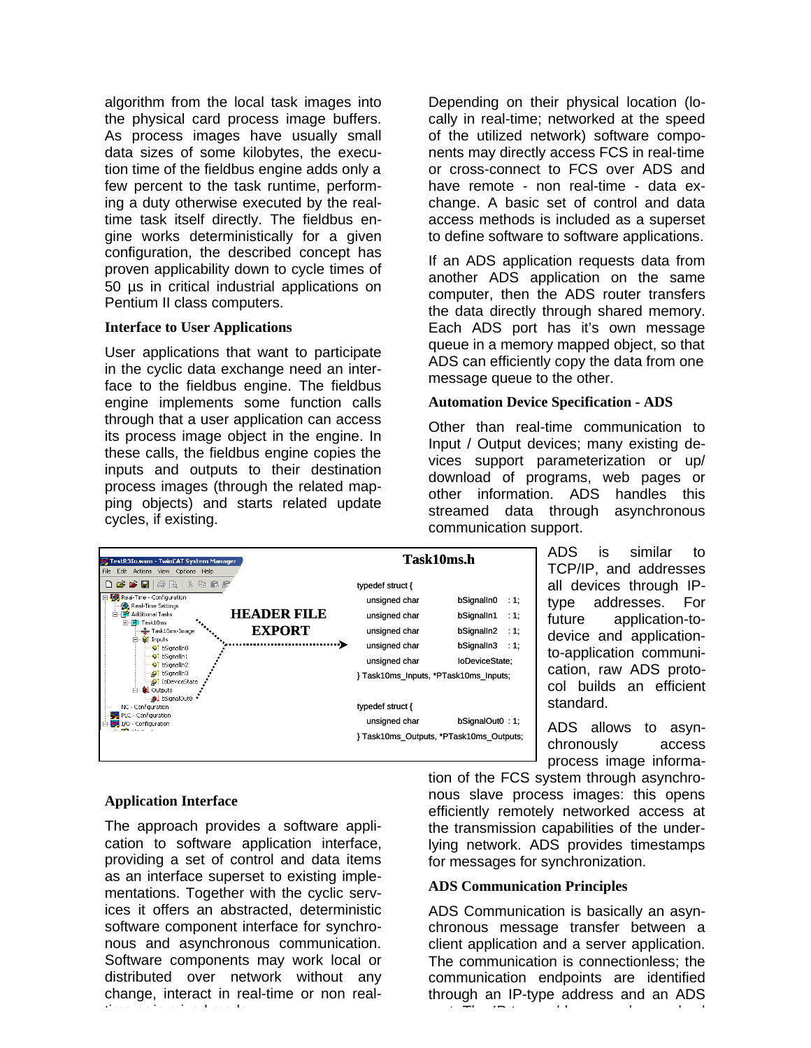algorithm from the local task images into the physical card process image buffers. As process images have usually small data sizes of some kilobytes, the execution time of the fieldbus engine adds only a few percent to the task runtime, performing a duty otherwise executed by the real-time task itself directly. The fieldbus engine works deterministically for a given configuration, the described concept has proven applicability down to cycle times of 50 µs in critical industrial applications on Pentium II class computers.

**Interface to User Applications**

User applications that want to participate in the cyclic data exchange need an interface to the fieldbus engine. The fieldbus engine implements some function calls through that a user application can access its process image object in the engine. In these calls, the fieldbus engine copies the inputs and outputs to their destination process images (through the related mapping objects) and starts related update cycles, if existing.

**HEADER FILE EXPORT**

**Task10ms.h**

```
typedef struct {
    unsigned char     bSignalIn0    : 1;
    unsigned char     bSignalIn1    : 1;
    unsigned char     bSignalIn2    : 1;
    unsigned char     bSignalIn3    : 1;
    unsigned char     IoDeviceState;
} Task10ms_Inputs, *PTask10ms_Inputs;

typedef struct {
    unsigned char     bSignalOut0  : 1;
} Task10ms_Outputs, *PTask10ms_Outputs;
```

**Application Interface**

The approach provides a software application to software application interface, providing a set of control and data items as an interface superset to existing implementations. Together with the cyclic services it offers an abstracted, deterministic software component interface for synchronous and asynchronous communication. Software components may work local or distributed over network without any change, interact in real-time or non real-time or in mixed mode.

Depending on their physical location (locally in real-time; networked at the speed of the utilized network) software components may directly access FCS in real-time or cross-connect to FCS over ADS and have remote - non real-time - data exchange. A basic set of control and data access methods is included as a superset to define software to software applications.

If an ADS application requests data from another ADS application on the same computer, then the ADS router transfers the data directly through shared memory. Each ADS port has it's own message queue in a memory mapped object, so that ADS can efficiently copy the data from one message queue to the other.

**Automation Device Specification - ADS**

Other than real-time communication to Input / Output devices; many existing devices support parameterization or up/download of programs, web pages or other information. ADS handles this streamed data through asynchronous communication support.

ADS is similar to TCP/IP, and addresses all devices through IP-type addresses. For future application-to-device and application-to-application communication, raw ADS protocol builds an efficient standard.

ADS allows to asynchronously access process image information of the FCS system through asynchronous slave process images: this opens efficiently remotely networked access at the transmission capabilities of the underlying network. ADS provides timestamps for messages for synchronization.

**ADS Communication Principles**

ADS Communication is basically an asynchronous message transfer between a client application and a server application. The communication is connectionless; the communication endpoints are identified through an IP-type address and an ADS port. The IP-type address and an ADS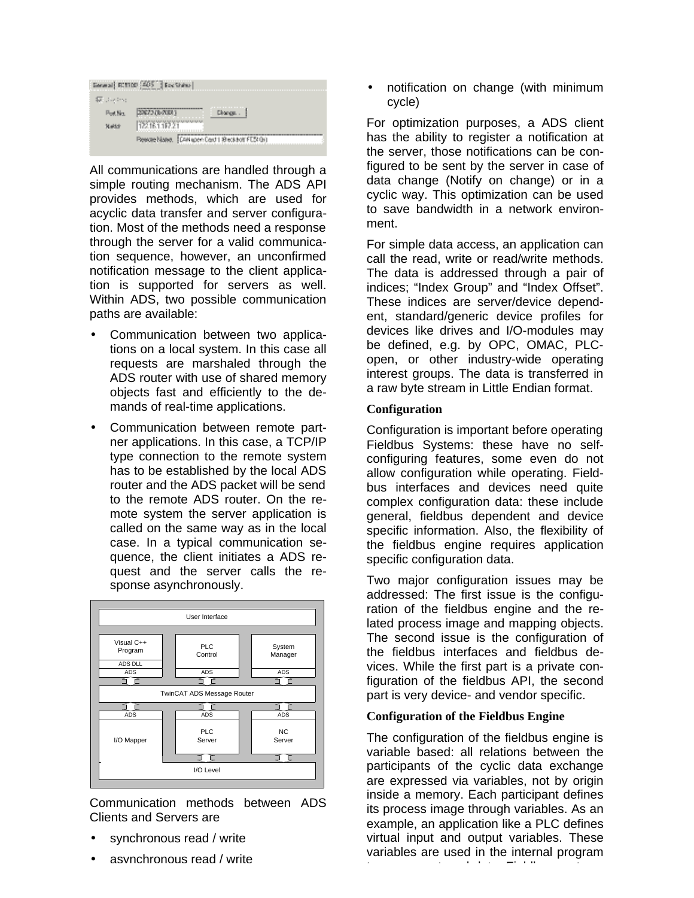All communications are handled through a simple routing mechanism. The ADS API provides methods, which are used for acyclic data transfer and server configuration. Most of the methods need a response through the server for a valid communication sequence, however, an unconfirmed notification message to the client application is supported for servers as well. Within ADS, two possible communication paths are available:

- Communication between two applications on a local system. In this case all requests are marshaled through the ADS router with use of shared memory objects fast and efficiently to the demands of real-time applications.
- Communication between remote partner applications. In this case, a TCP/IP type connection to the remote system has to be established by the local ADS router and the ADS packet will be send to the remote ADS router. On the remote system the server application is called on the same way as in the local case. In a typical communication sequence, the client initiates a ADS request and the server calls the response asynchronously.

Communication methods between ADS Clients and Servers are

- synchronous read / write
- asynchronous read / write
- notification on change (with minimum cycle)

For optimization purposes, a ADS client has the ability to register a notification at the server, those notifications can be configured to be sent by the server in case of data change (Notify on change) or in a cyclic way. This optimization can be used to save bandwidth in a network environment.

For simple data access, an application can call the read, write or read/write methods. The data is addressed through a pair of indices; "Index Group" and "Index Offset". These indices are server/device dependent, standard/generic device profiles for devices like drives and I/O-modules may be defined, e.g. by OPC, OMAC, PLC-open, or other industry-wide operating interest groups. The data is transferred in a raw byte stream in Little Endian format.

### Configuration

Configuration is important before operating Fieldbus Systems: these have no self-configuring features, some even do not allow configuration while operating. Fieldbus interfaces and devices need quite complex configuration data: these include general, fieldbus dependent and device specific information. Also, the flexibility of the fieldbus engine requires application specific configuration data.

Two major configuration issues may be addressed: The first issue is the configuration of the fieldbus engine and the related process image and mapping objects. The second issue is the configuration of the fieldbus interfaces and fieldbus devices. While the first part is a private configuration of the fieldbus API, the second part is very device- and vendor specific.

### Configuration of the Fieldbus Engine

The configuration of the fieldbus engine is variable based: all relations between the participants of the cyclic data exchange are expressed via variables, not by origin inside a memory. Each participant defines its process image through variables. As an example, an application like a PLC defines virtual input and output variables. These variables are used in the internal program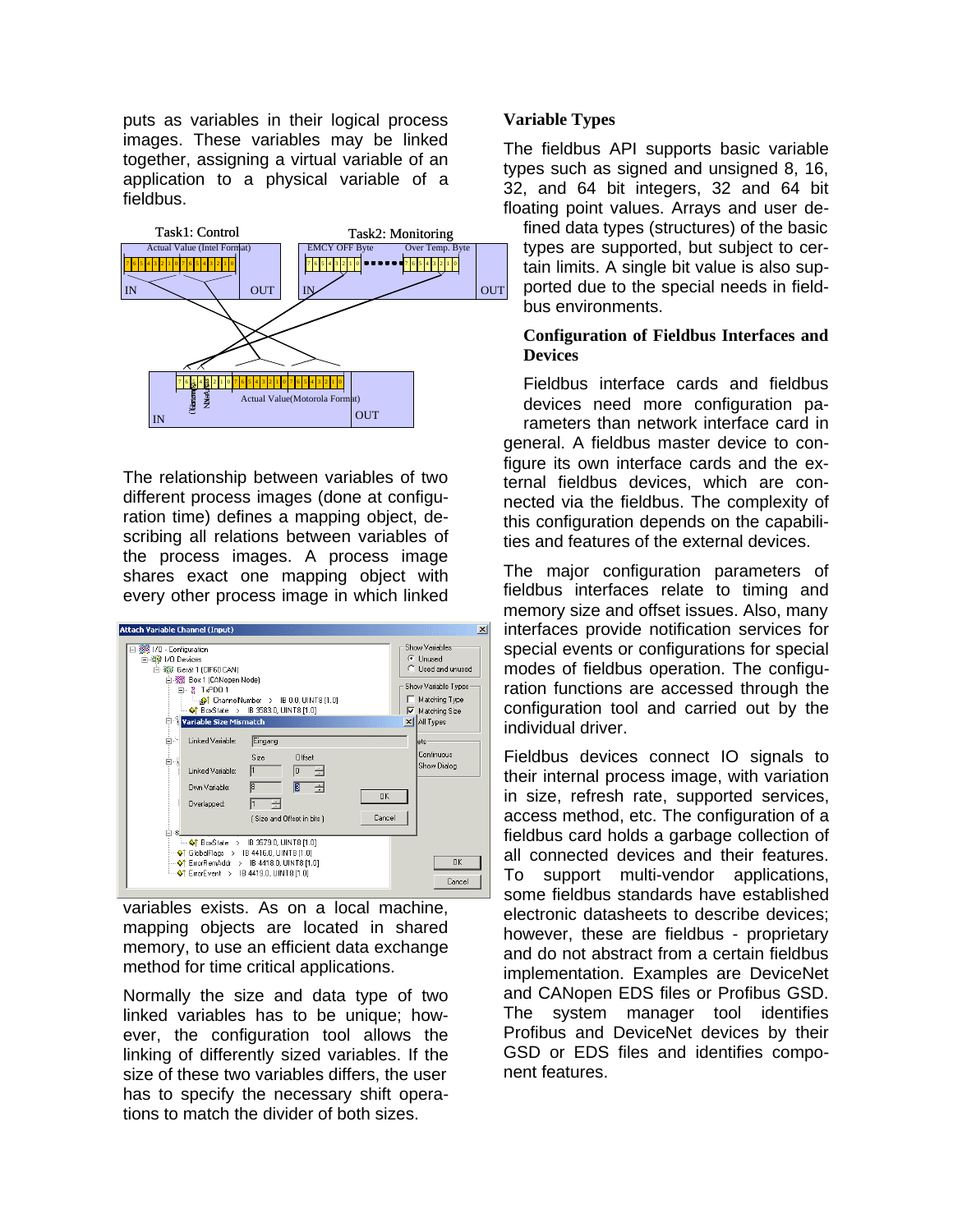puts as variables in their logical process images. These variables may be linked together, assigning a virtual variable of an application to a physical variable of a fieldbus.

The relationship between variables of two different process images (done at configuration time) defines a mapping object, describing all relations between variables of the process images. A process image shares exact one mapping object with every other process image in which linked variables exists. As on a local machine, mapping objects are located in shared memory, to use an efficient data exchange method for time critical applications.

Normally the size and data type of two linked variables has to be unique; however, the configuration tool allows the linking of differently sized variables. If the size of these two variables differs, the user has to specify the necessary shift operations to match the divider of both sizes.

### Variable Types

The fieldbus API supports basic variable types such as signed and unsigned 8, 16, 32, and 64 bit integers, 32 and 64 bit floating point values. Arrays and user defined data types (structures) of the basic types are supported, but subject to certain limits. A single bit value is also supported due to the special needs in fieldbus environments.

### Configuration of Fieldbus Interfaces and Devices

Fieldbus interface cards and fieldbus devices need more configuration parameters than network interface card in general. A fieldbus master device to configure its own interface cards and the external fieldbus devices, which are connected via the fieldbus. The complexity of this configuration depends on the capabilities and features of the external devices.

The major configuration parameters of fieldbus interfaces relate to timing and memory size and offset issues. Also, many interfaces provide notification services for special events or configurations for special modes of fieldbus operation. The configuration functions are accessed through the configuration tool and carried out by the individual driver.

Fieldbus devices connect IO signals to their internal process image, with variation in size, refresh rate, supported services, access method, etc. The configuration of a fieldbus card holds a garbage collection of all connected devices and their features. To support multi-vendor applications, some fieldbus standards have established electronic datasheets to describe devices; however, these are fieldbus - proprietary and do not abstract from a certain fieldbus implementation. Examples are DeviceNet and CANopen EDS files or Profibus GSD. The system manager tool identifies Profibus and DeviceNet devices by their GSD or EDS files and identifies component features.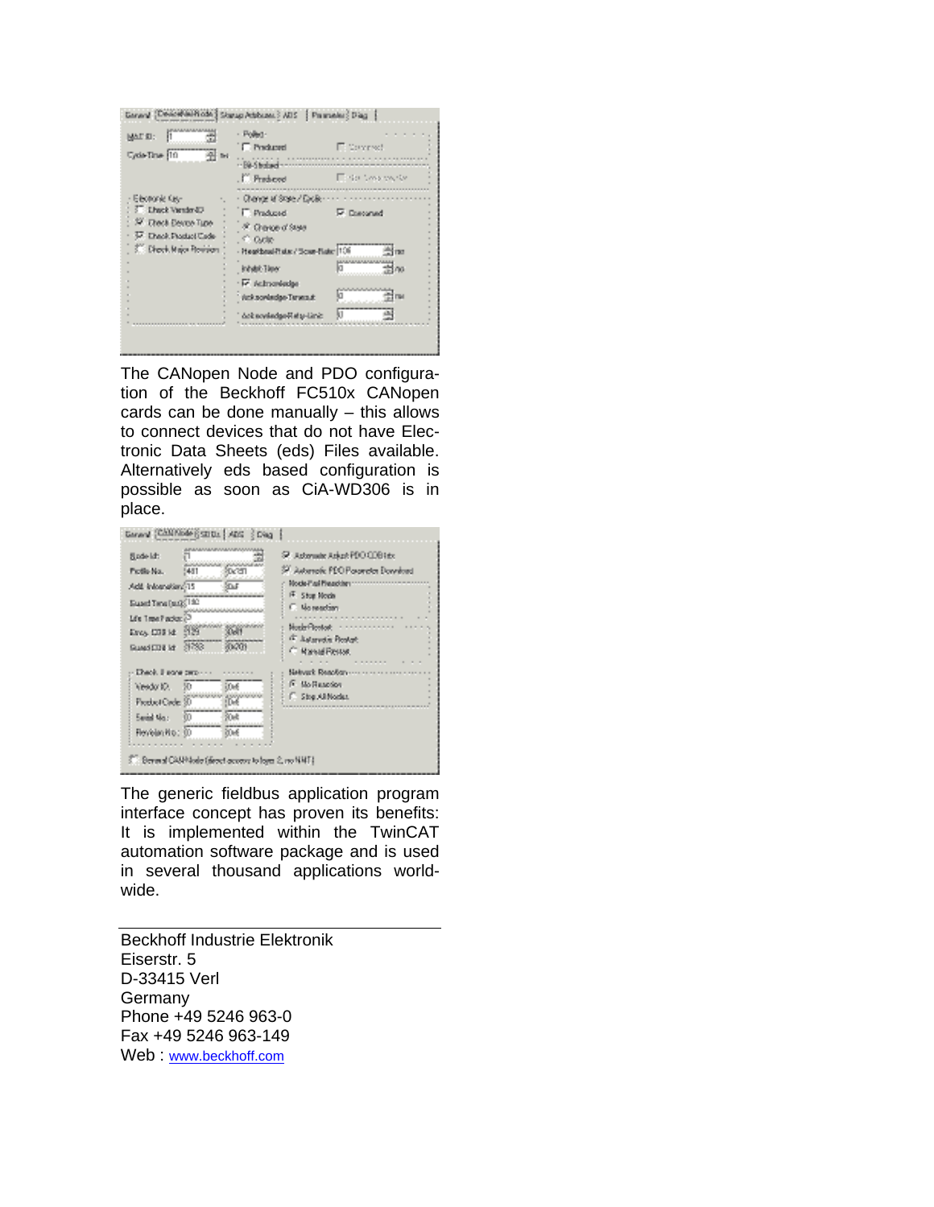The CANopen Node and PDO configuration of the Beckhoff FC510x CANopen cards can be done manually – this allows to connect devices that do not have Electronic Data Sheets (eds) Files available. Alternatively eds based configuration is possible as soon as CiA-WD306 is in place.

The generic fieldbus application program interface concept has proven its benefits: It is implemented within the TwinCAT automation software package and is used in several thousand applications worldwide.

---

Beckhoff Industrie Elektronik
Eiserstr. 5
D-33415 Verl
Germany
Phone +49 5246 963-0
Fax +49 5246 963-149
Web : www.beckhoff.com